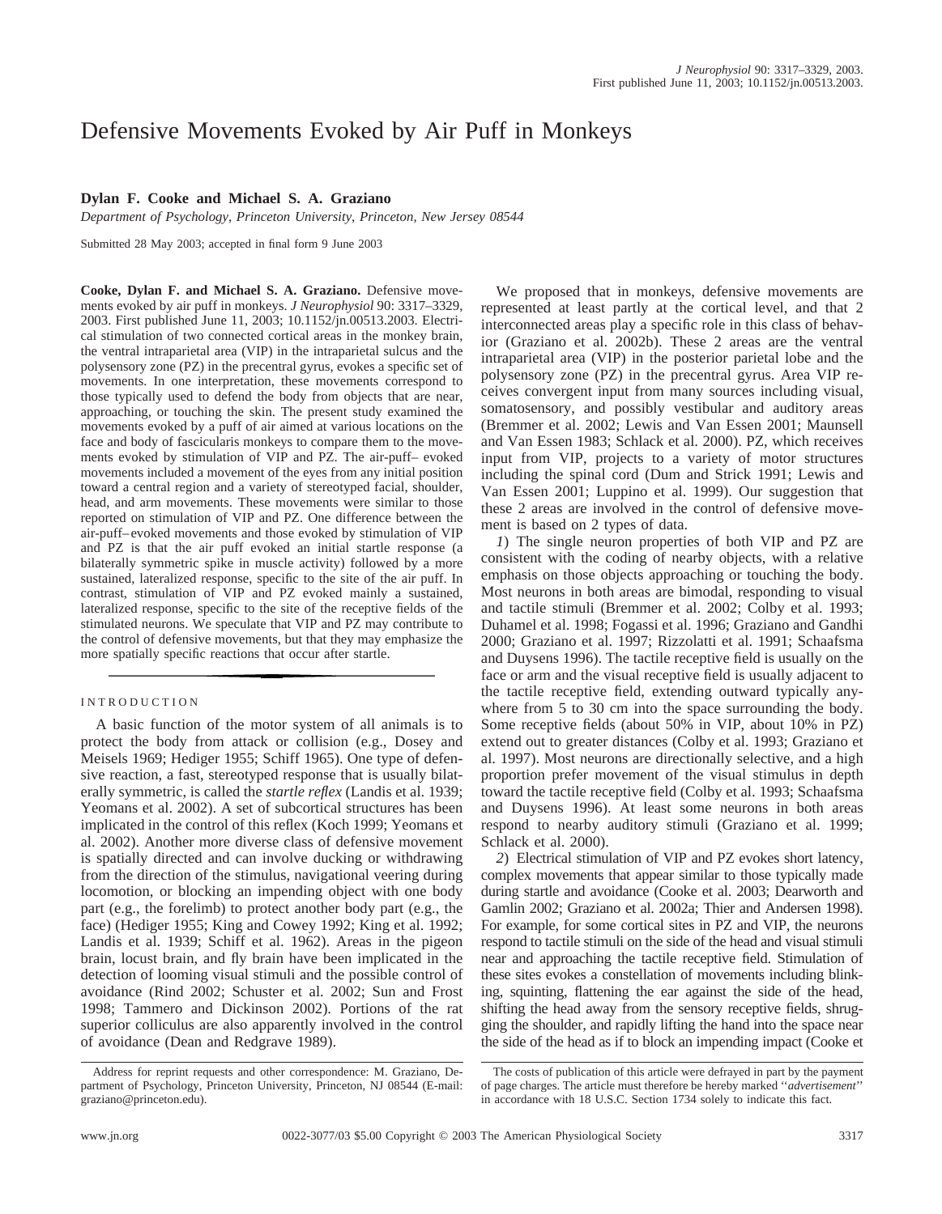# Defensive Movements Evoked by Air Puff in Monkeys

**Dylan F. Cooke and Michael S. A. Graziano**

*Department of Psychology, Princeton University, Princeton, New Jersey 08544*

Submitted 28 May 2003; accepted in final form 9 June 2003

**Cooke, Dylan F. and Michael S. A. Graziano.** Defensive movements evoked by air puff in monkeys. *J Neurophysiol* 90: 3317–3329, 2003. First published June 11, 2003; 10.1152/jn.00513.2003. Electrical stimulation of two connected cortical areas in the monkey brain, the ventral intraparietal area (VIP) in the intraparietal sulcus and the polysensory zone (PZ) in the precentral gyrus, evokes a specific set of movements. In one interpretation, these movements correspond to those typically used to defend the body from objects that are near, approaching, or touching the skin. The present study examined the movements evoked by a puff of air aimed at various locations on the face and body of fascicularis monkeys to compare them to the movements evoked by stimulation of VIP and PZ. The air-puff– evoked movements included a movement of the eyes from any initial position toward a central region and a variety of stereotyped facial, shoulder, head, and arm movements. These movements were similar to those reported on stimulation of VIP and PZ. One difference between the air-puff–evoked movements and those evoked by stimulation of VIP and PZ is that the air puff evoked an initial startle response (a bilaterally symmetric spike in muscle activity) followed by a more sustained, lateralized response, specific to the site of the air puff. In contrast, stimulation of VIP and PZ evoked mainly a sustained, lateralized response, specific to the site of the receptive fields of the stimulated neurons. We speculate that VIP and PZ may contribute to the control of defensive movements, but that they may emphasize the more spatially specific reactions that occur after startle.

## INTRODUCTION

A basic function of the motor system of all animals is to protect the body from attack or collision (e.g., Dosey and Meisels 1969; Hediger 1955; Schiff 1965). One type of defensive reaction, a fast, stereotyped response that is usually bilaterally symmetric, is called the *startle reflex* (Landis et al. 1939; Yeomans et al. 2002). A set of subcortical structures has been implicated in the control of this reflex (Koch 1999; Yeomans et al. 2002). Another more diverse class of defensive movement is spatially directed and can involve ducking or withdrawing from the direction of the stimulus, navigational veering during locomotion, or blocking an impending object with one body part (e.g., the forelimb) to protect another body part (e.g., the face) (Hediger 1955; King and Cowey 1992; King et al. 1992; Landis et al. 1939; Schiff et al. 1962). Areas in the pigeon brain, locust brain, and fly brain have been implicated in the detection of looming visual stimuli and the possible control of avoidance (Rind 2002; Schuster et al. 2002; Sun and Frost 1998; Tammero and Dickinson 2002). Portions of the rat superior colliculus are also apparently involved in the control of avoidance (Dean and Redgrave 1989).

We proposed that in monkeys, defensive movements are represented at least partly at the cortical level, and that 2 interconnected areas play a specific role in this class of behavior (Graziano et al. 2002b). These 2 areas are the ventral intraparietal area (VIP) in the posterior parietal lobe and the polysensory zone (PZ) in the precentral gyrus. Area VIP receives convergent input from many sources including visual, somatosensory, and possibly vestibular and auditory areas (Bremmer et al. 2002; Lewis and Van Essen 2001; Maunsell and Van Essen 1983; Schlack et al. 2000). PZ, which receives input from VIP, projects to a variety of motor structures including the spinal cord (Dum and Strick 1991; Lewis and Van Essen 2001; Luppino et al. 1999). Our suggestion that these 2 areas are involved in the control of defensive movement is based on 2 types of data.

*1*) The single neuron properties of both VIP and PZ are consistent with the coding of nearby objects, with a relative emphasis on those objects approaching or touching the body. Most neurons in both areas are bimodal, responding to visual and tactile stimuli (Bremmer et al. 2002; Colby et al. 1993; Duhamel et al. 1998; Fogassi et al. 1996; Graziano and Gandhi 2000; Graziano et al. 1997; Rizzolatti et al. 1991; Schaafsma and Duysens 1996). The tactile receptive field is usually on the face or arm and the visual receptive field is usually adjacent to the tactile receptive field, extending outward typically anywhere from 5 to 30 cm into the space surrounding the body. Some receptive fields (about 50% in VIP, about 10% in PZ) extend out to greater distances (Colby et al. 1993; Graziano et al. 1997). Most neurons are directionally selective, and a high proportion prefer movement of the visual stimulus in depth toward the tactile receptive field (Colby et al. 1993; Schaafsma and Duysens 1996). At least some neurons in both areas respond to nearby auditory stimuli (Graziano et al. 1999; Schlack et al. 2000).

*2*) Electrical stimulation of VIP and PZ evokes short latency, complex movements that appear similar to those typically made during startle and avoidance (Cooke et al. 2003; Dearworth and Gamlin 2002; Graziano et al. 2002a; Thier and Andersen 1998). For example, for some cortical sites in PZ and VIP, the neurons respond to tactile stimuli on the side of the head and visual stimuli near and approaching the tactile receptive field. Stimulation of these sites evokes a constellation of movements including blinking, squinting, flattening the ear against the side of the head, shifting the head away from the sensory receptive fields, shrugging the shoulder, and rapidly lifting the hand into the space near the side of the head as if to block an impending impact (Cooke et

Address for reprint requests and other correspondence: M. Graziano, Department of Psychology, Princeton University, Princeton, NJ 08544 (E-mail: graziano@princeton.edu).

The costs of publication of this article were defrayed in part by the payment of page charges. The article must therefore be hereby marked "*advertisement*" in accordance with 18 U.S.C. Section 1734 solely to indicate this fact.

www.jn.org 0022-3077/03 $5.00 Copyright © 2003 The American Physiological Society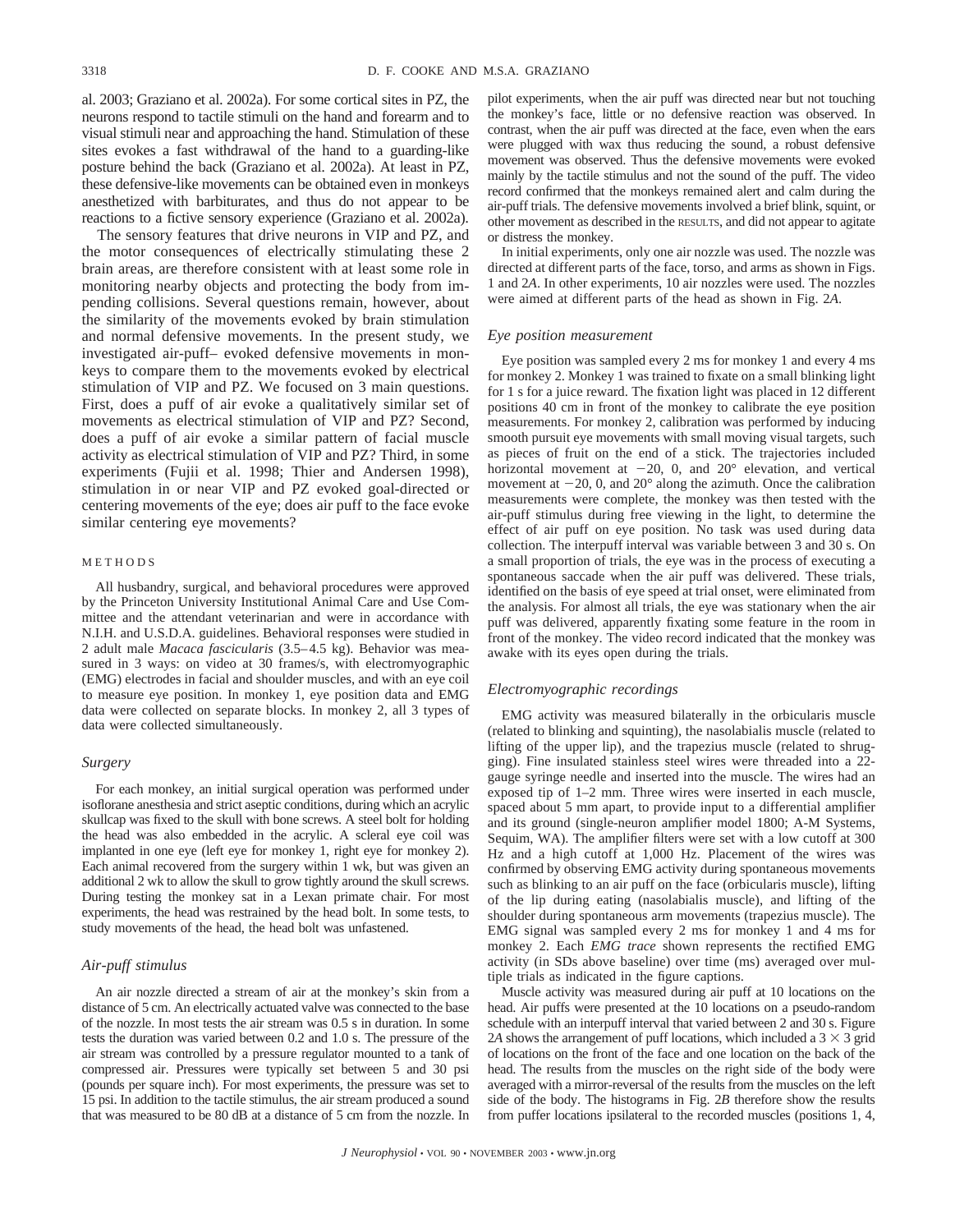al. 2003; Graziano et al. 2002a). For some cortical sites in PZ, the neurons respond to tactile stimuli on the hand and forearm and to visual stimuli near and approaching the hand. Stimulation of these sites evokes a fast withdrawal of the hand to a guarding-like posture behind the back (Graziano et al. 2002a). At least in PZ, these defensive-like movements can be obtained even in monkeys anesthetized with barbiturates, and thus do not appear to be reactions to a fictive sensory experience (Graziano et al. 2002a).

The sensory features that drive neurons in VIP and PZ, and the motor consequences of electrically stimulating these 2 brain areas, are therefore consistent with at least some role in monitoring nearby objects and protecting the body from impending collisions. Several questions remain, however, about the similarity of the movements evoked by brain stimulation and normal defensive movements. In the present study, we investigated air-puff– evoked defensive movements in monkeys to compare them to the movements evoked by electrical stimulation of VIP and PZ. We focused on 3 main questions. First, does a puff of air evoke a qualitatively similar set of movements as electrical stimulation of VIP and PZ? Second, does a puff of air evoke a similar pattern of facial muscle activity as electrical stimulation of VIP and PZ? Third, in some experiments (Fujii et al. 1998; Thier and Andersen 1998), stimulation in or near VIP and PZ evoked goal-directed or centering movements of the eye; does air puff to the face evoke similar centering eye movements?

## METHODS

All husbandry, surgical, and behavioral procedures were approved by the Princeton University Institutional Animal Care and Use Committee and the attendant veterinarian and were in accordance with N.I.H. and U.S.D.A. guidelines. Behavioral responses were studied in 2 adult male *Macaca fascicularis* (3.5–4.5 kg). Behavior was measured in 3 ways: on video at 30 frames/s, with electromyographic (EMG) electrodes in facial and shoulder muscles, and with an eye coil to measure eye position. In monkey 1, eye position data and EMG data were collected on separate blocks. In monkey 2, all 3 types of data were collected simultaneously.

### *Surgery*

For each monkey, an initial surgical operation was performed under isoflorane anesthesia and strict aseptic conditions, during which an acrylic skullcap was fixed to the skull with bone screws. A steel bolt for holding the head was also embedded in the acrylic. A scleral eye coil was implanted in one eye (left eye for monkey 1, right eye for monkey 2). Each animal recovered from the surgery within 1 wk, but was given an additional 2 wk to allow the skull to grow tightly around the skull screws. During testing the monkey sat in a Lexan primate chair. For most experiments, the head was restrained by the head bolt. In some tests, to study movements of the head, the head bolt was unfastened.

### *Air-puff stimulus*

An air nozzle directed a stream of air at the monkey's skin from a distance of 5 cm. An electrically actuated valve was connected to the base of the nozzle. In most tests the air stream was 0.5 s in duration. In some tests the duration was varied between 0.2 and 1.0 s. The pressure of the air stream was controlled by a pressure regulator mounted to a tank of compressed air. Pressures were typically set between 5 and 30 psi (pounds per square inch). For most experiments, the pressure was set to 15 psi. In addition to the tactile stimulus, the air stream produced a sound that was measured to be 80 dB at a distance of 5 cm from the nozzle. In pilot experiments, when the air puff was directed near but not touching the monkey's face, little or no defensive reaction was observed. In contrast, when the air puff was directed at the face, even when the ears were plugged with wax thus reducing the sound, a robust defensive movement was observed. Thus the defensive movements were evoked mainly by the tactile stimulus and not the sound of the puff. The video record confirmed that the monkeys remained alert and calm during the air-puff trials. The defensive movements involved a brief blink, squint, or other movement as described in the RESULTS, and did not appear to agitate or distress the monkey.

In initial experiments, only one air nozzle was used. The nozzle was directed at different parts of the face, torso, and arms as shown in Figs. 1 and 2*A*. In other experiments, 10 air nozzles were used. The nozzles were aimed at different parts of the head as shown in Fig. 2*A*.

### *Eye position measurement*

Eye position was sampled every 2 ms for monkey 1 and every 4 ms for monkey 2. Monkey 1 was trained to fixate on a small blinking light for 1 s for a juice reward. The fixation light was placed in 12 different positions 40 cm in front of the monkey to calibrate the eye position measurements. For monkey 2, calibration was performed by inducing smooth pursuit eye movements with small moving visual targets, such as pieces of fruit on the end of a stick. The trajectories included horizontal movement at −20, 0, and 20° elevation, and vertical movement at −20, 0, and 20° along the azimuth. Once the calibration measurements were complete, the monkey was then tested with the air-puff stimulus during free viewing in the light, to determine the effect of air puff on eye position. No task was used during data collection. The interpuff interval was variable between 3 and 30 s. On a small proportion of trials, the eye was in the process of executing a spontaneous saccade when the air puff was delivered. These trials, identified on the basis of eye speed at trial onset, were eliminated from the analysis. For almost all trials, the eye was stationary when the air puff was delivered, apparently fixating some feature in the room in front of the monkey. The video record indicated that the monkey was awake with its eyes open during the trials.

### *Electromyographic recordings*

EMG activity was measured bilaterally in the orbicularis muscle (related to blinking and squinting), the nasolabialis muscle (related to lifting of the upper lip), and the trapezius muscle (related to shrugging). Fine insulated stainless steel wires were threaded into a 22-gauge syringe needle and inserted into the muscle. The wires had an exposed tip of 1–2 mm. Three wires were inserted in each muscle, spaced about 5 mm apart, to provide input to a differential amplifier and its ground (single-neuron amplifier model 1800; A-M Systems, Sequim, WA). The amplifier filters were set with a low cutoff at 300 Hz and a high cutoff at 1,000 Hz. Placement of the wires was confirmed by observing EMG activity during spontaneous movements such as blinking to an air puff on the face (orbicularis muscle), lifting of the lip during eating (nasolabialis muscle), and lifting of the shoulder during spontaneous arm movements (trapezius muscle). The EMG signal was sampled every 2 ms for monkey 1 and 4 ms for monkey 2. Each *EMG trace* shown represents the rectified EMG activity (in SDs above baseline) over time (ms) averaged over multiple trials as indicated in the figure captions.

Muscle activity was measured during air puff at 10 locations on the head. Air puffs were presented at the 10 locations on a pseudo-random schedule with an interpuff interval that varied between 2 and 30 s. Figure 2*A* shows the arrangement of puff locations, which included a $3 \times 3$ grid of locations on the front of the face and one location on the back of the head. The results from the muscles on the right side of the body were averaged with a mirror-reversal of the results from the muscles on the left side of the body. The histograms in Fig. 2*B* therefore show the results from puffer locations ipsilateral to the recorded muscles (positions 1, 4,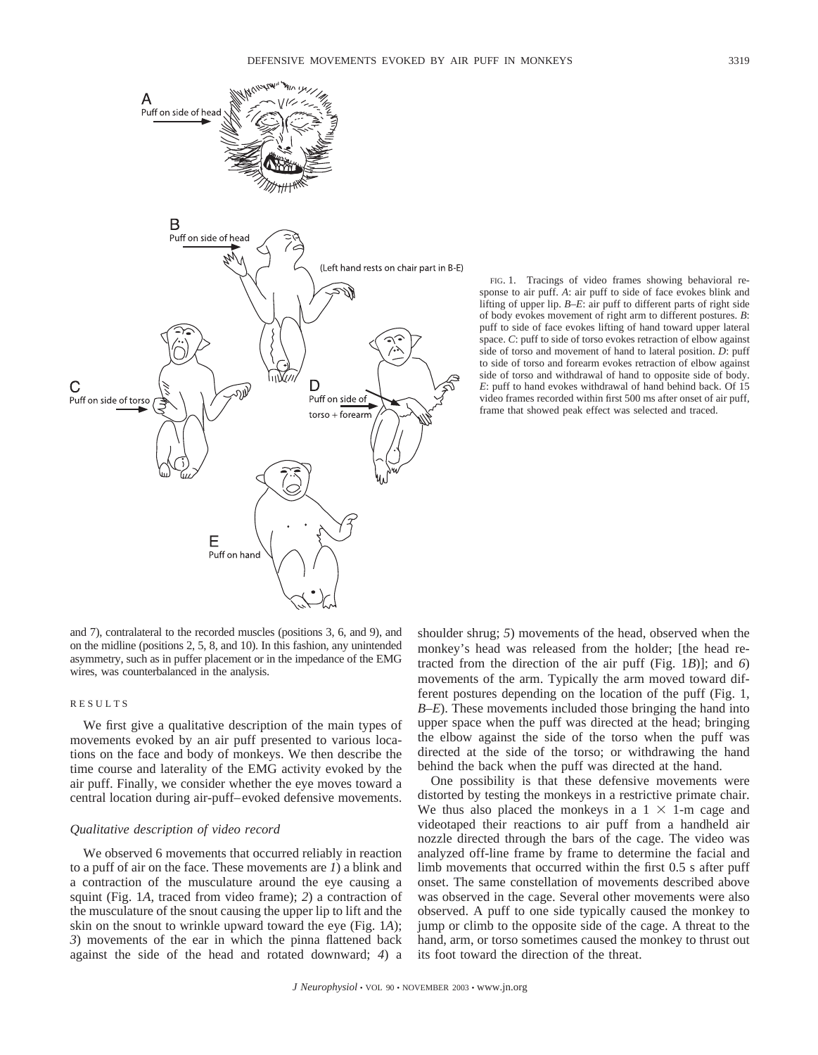FIG. 1. Tracings of video frames showing behavioral response to air puff. *A*: air puff to side of face evokes blink and lifting of upper lip. *B–E*: air puff to different parts of right side of body evokes movement of right arm to different postures. *B*: puff to side of face evokes lifting of hand toward upper lateral space. *C*: puff to side of torso evokes retraction of elbow against side of torso and movement of hand to lateral position. *D*: puff to side of torso and forearm evokes retraction of elbow against side of torso and withdrawal of hand to opposite side of body. *E*: puff to hand evokes withdrawal of hand behind back. Of 15 video frames recorded within first 500 ms after onset of air puff, frame that showed peak effect was selected and traced.

and 7), contralateral to the recorded muscles (positions 3, 6, and 9), and on the midline (positions 2, 5, 8, and 10). In this fashion, any unintended asymmetry, such as in puffer placement or in the impedance of the EMG wires, was counterbalanced in the analysis.

## RESULTS

We first give a qualitative description of the main types of movements evoked by an air puff presented to various locations on the face and body of monkeys. We then describe the time course and laterality of the EMG activity evoked by the air puff. Finally, we consider whether the eye moves toward a central location during air-puff–evoked defensive movements.

### *Qualitative description of video record*

We observed 6 movements that occurred reliably in reaction to a puff of air on the face. These movements are *1*) a blink and a contraction of the musculature around the eye causing a squint (Fig. 1*A*, traced from video frame); *2*) a contraction of the musculature of the snout causing the upper lip to lift and the skin on the snout to wrinkle upward toward the eye (Fig. 1*A*); *3*) movements of the ear in which the pinna flattened back against the side of the head and rotated downward; *4*) a shoulder shrug; *5*) movements of the head, observed when the monkey's head was released from the holder; [the head retracted from the direction of the air puff (Fig. 1*B*)]; and *6*) movements of the arm. Typically the arm moved toward different postures depending on the location of the puff (Fig. 1, *B–E*). These movements included those bringing the hand into upper space when the puff was directed at the head; bringing the elbow against the side of the torso when the puff was directed at the side of the torso; or withdrawing the hand behind the back when the puff was directed at the hand.

One possibility is that these defensive movements were distorted by testing the monkeys in a restrictive primate chair. We thus also placed the monkeys in a 1 × 1-m cage and videotaped their reactions to air puff from a handheld air nozzle directed through the bars of the cage. The video was analyzed off-line frame by frame to determine the facial and limb movements that occurred within the first 0.5 s after puff onset. The same constellation of movements described above was observed in the cage. Several other movements were also observed. A puff to one side typically caused the monkey to jump or climb to the opposite side of the cage. A threat to the hand, arm, or torso sometimes caused the monkey to thrust out its foot toward the direction of the threat.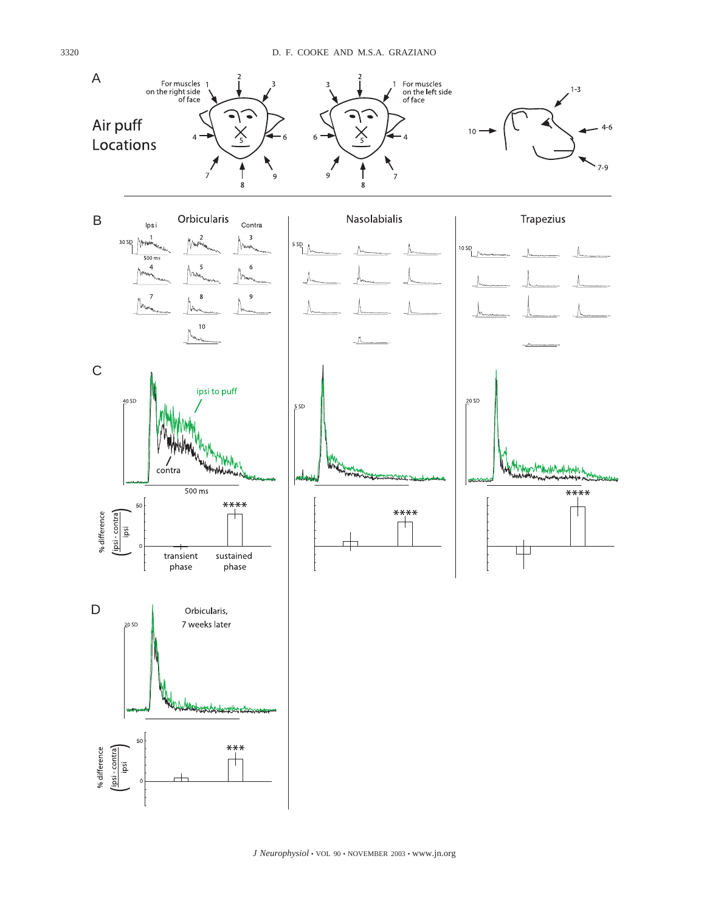A

Air puff Locations

For muscles on the right side of face

For muscles on the left side of face

B

Orbicularis — Ipsi, Contra

30 SD, 500 ms

Nasolabialis — 5 SD

Trapezius — 10 SD

C

40 SD — ipsi to puff, contra — 500 ms

5 SD

20 SD

% difference $\left(\frac{\text{ipsi - contra}}{\text{ipsi}}\right)$

transient phase — sustained phase

****

D

Orbicularis, 7 weeks later

20 SD

% difference $\left(\frac{\text{ipsi - contra}}{\text{ipsi}}\right)$

***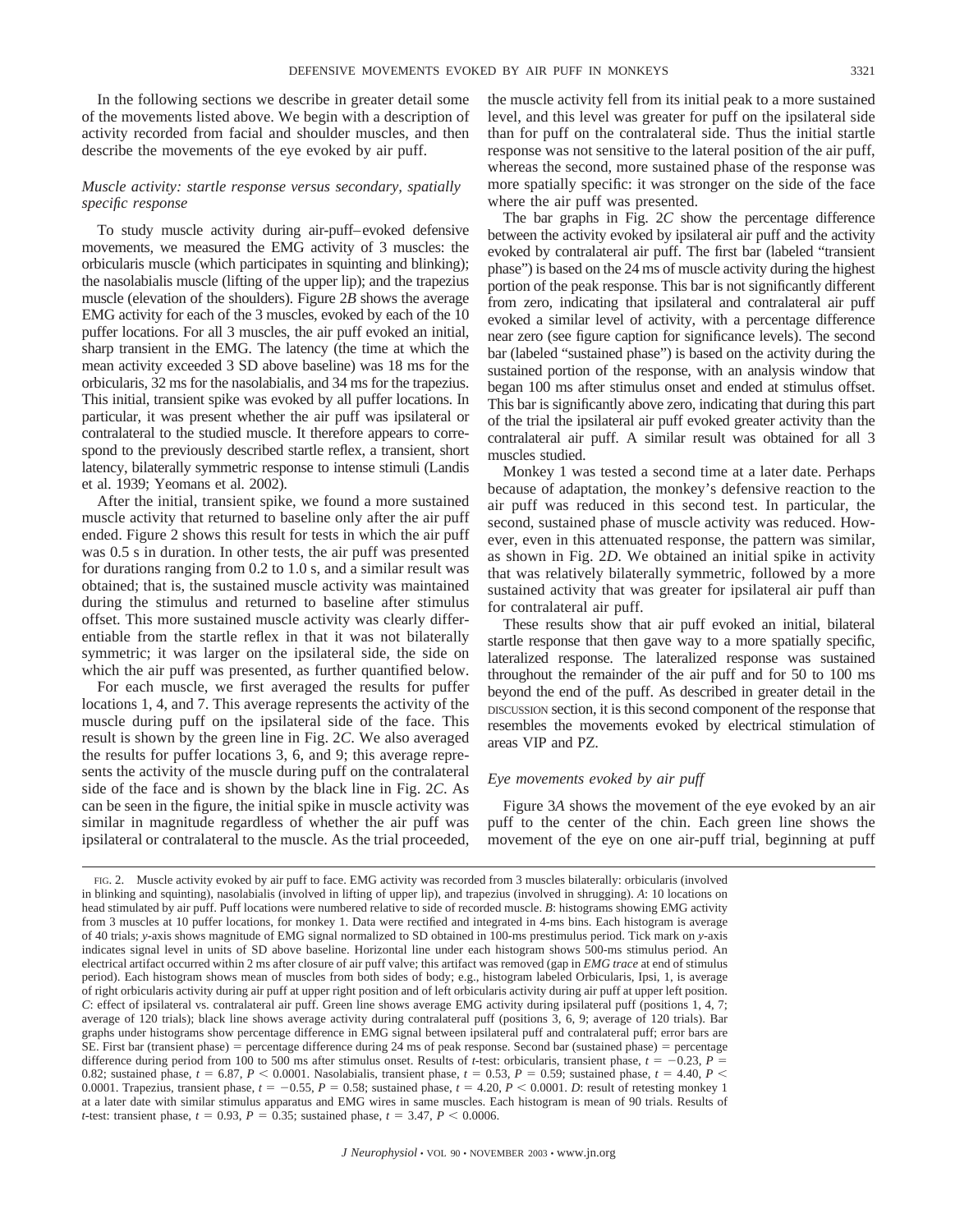In the following sections we describe in greater detail some of the movements listed above. We begin with a description of activity recorded from facial and shoulder muscles, and then describe the movements of the eye evoked by air puff.

### *Muscle activity: startle response versus secondary, spatially specific response*

To study muscle activity during air-puff–evoked defensive movements, we measured the EMG activity of 3 muscles: the orbicularis muscle (which participates in squinting and blinking); the nasolabialis muscle (lifting of the upper lip); and the trapezius muscle (elevation of the shoulders). Figure 2*B* shows the average EMG activity for each of the 3 muscles, evoked by each of the 10 puffer locations. For all 3 muscles, the air puff evoked an initial, sharp transient in the EMG. The latency (the time at which the mean activity exceeded 3 SD above baseline) was 18 ms for the orbicularis, 32 ms for the nasolabialis, and 34 ms for the trapezius. This initial, transient spike was evoked by all puffer locations. In particular, it was present whether the air puff was ipsilateral or contralateral to the studied muscle. It therefore appears to correspond to the previously described startle reflex, a transient, short latency, bilaterally symmetric response to intense stimuli (Landis et al. 1939; Yeomans et al. 2002).

After the initial, transient spike, we found a more sustained muscle activity that returned to baseline only after the air puff ended. Figure 2 shows this result for tests in which the air puff was 0.5 s in duration. In other tests, the air puff was presented for durations ranging from 0.2 to 1.0 s, and a similar result was obtained; that is, the sustained muscle activity was maintained during the stimulus and returned to baseline after stimulus offset. This more sustained muscle activity was clearly differentiable from the startle reflex in that it was not bilaterally symmetric; it was larger on the ipsilateral side, the side on which the air puff was presented, as further quantified below.

For each muscle, we first averaged the results for puffer locations 1, 4, and 7. This average represents the activity of the muscle during puff on the ipsilateral side of the face. This result is shown by the green line in Fig. 2*C*. We also averaged the results for puffer locations 3, 6, and 9; this average represents the activity of the muscle during puff on the contralateral side of the face and is shown by the black line in Fig. 2*C*. As can be seen in the figure, the initial spike in muscle activity was similar in magnitude regardless of whether the air puff was ipsilateral or contralateral to the muscle. As the trial proceeded, the muscle activity fell from its initial peak to a more sustained level, and this level was greater for puff on the ipsilateral side than for puff on the contralateral side. Thus the initial startle response was not sensitive to the lateral position of the air puff, whereas the second, more sustained phase of the response was more spatially specific: it was stronger on the side of the face where the air puff was presented.

The bar graphs in Fig. 2*C* show the percentage difference between the activity evoked by ipsilateral air puff and the activity evoked by contralateral air puff. The first bar (labeled "transient phase") is based on the 24 ms of muscle activity during the highest portion of the peak response. This bar is not significantly different from zero, indicating that ipsilateral and contralateral air puff evoked a similar level of activity, with a percentage difference near zero (see figure caption for significance levels). The second bar (labeled "sustained phase") is based on the activity during the sustained portion of the response, with an analysis window that began 100 ms after stimulus onset and ended at stimulus offset. This bar is significantly above zero, indicating that during this part of the trial the ipsilateral air puff evoked greater activity than the contralateral air puff. A similar result was obtained for all 3 muscles studied.

Monkey 1 was tested a second time at a later date. Perhaps because of adaptation, the monkey's defensive reaction to the air puff was reduced in this second test. In particular, the second, sustained phase of muscle activity was reduced. However, even in this attenuated response, the pattern was similar, as shown in Fig. 2*D*. We obtained an initial spike in activity that was relatively bilaterally symmetric, followed by a more sustained activity that was greater for ipsilateral air puff than for contralateral air puff.

These results show that air puff evoked an initial, bilateral startle response that then gave way to a more spatially specific, lateralized response. The lateralized response was sustained throughout the remainder of the air puff and for 50 to 100 ms beyond the end of the puff. As described in greater detail in the DISCUSSION section, it is this second component of the response that resembles the movements evoked by electrical stimulation of areas VIP and PZ.

### *Eye movements evoked by air puff*

Figure 3*A* shows the movement of the eye evoked by an air puff to the center of the chin. Each green line shows the movement of the eye on one air-puff trial, beginning at puff

FIG. 2. Muscle activity evoked by air puff to face. EMG activity was recorded from 3 muscles bilaterally: orbicularis (involved in blinking and squinting), nasolabialis (involved in lifting of upper lip), and trapezius (involved in shrugging). *A*: 10 locations on head stimulated by air puff. Puff locations were numbered relative to side of recorded muscle. *B*: histograms showing EMG activity from 3 muscles at 10 puffer locations, for monkey 1. Data were rectified and integrated in 4-ms bins. Each histogram is average of 40 trials; *y*-axis shows magnitude of EMG signal normalized to SD obtained in 100-ms prestimulus period. Tick mark on *y*-axis indicates signal level in units of SD above baseline. Horizontal line under each histogram shows 500-ms stimulus period. An electrical artifact occurred within 2 ms after closure of air puff valve; this artifact was removed (gap in *EMG trace* at end of stimulus period). Each histogram shows mean of muscles from both sides of body; e.g., histogram labeled Orbicularis, Ipsi, 1, is average of right orbicularis activity during air puff at upper right position and of left orbicularis activity during air puff at upper left position. *C*: effect of ipsilateral vs. contralateral air puff. Green line shows average EMG activity during ipsilateral puff (positions 1, 4, 7; average of 120 trials); black line shows average activity during contralateral puff (positions 3, 6, 9; average of 120 trials). Bar graphs under histograms show percentage difference in EMG signal between ipsilateral puff and contralateral puff; error bars are SE. First bar (transient phase) = percentage difference during 24 ms of peak response. Second bar (sustained phase) = percentage difference during period from 100 to 500 ms after stimulus onset. Results of *t*-test: orbicularis, transient phase, $t = -0.23$, $P = 0.82$; sustained phase, $t = 6.87$, $P < 0.0001$. Nasolabialis, transient phase, $t = 0.53$, $P = 0.59$; sustained phase, $t = 4.40$, $P < 0.0001$. Trapezius, transient phase, $t = -0.55$, $P = 0.58$; sustained phase, $t = 4.20$, $P < 0.0001$. *D*: result of retesting monkey 1 at a later date with similar stimulus apparatus and EMG wires in same muscles. Each histogram is mean of 90 trials. Results of *t*-test: transient phase, $t = 0.93$, $P = 0.35$; sustained phase, $t = 3.47$, $P < 0.0006$.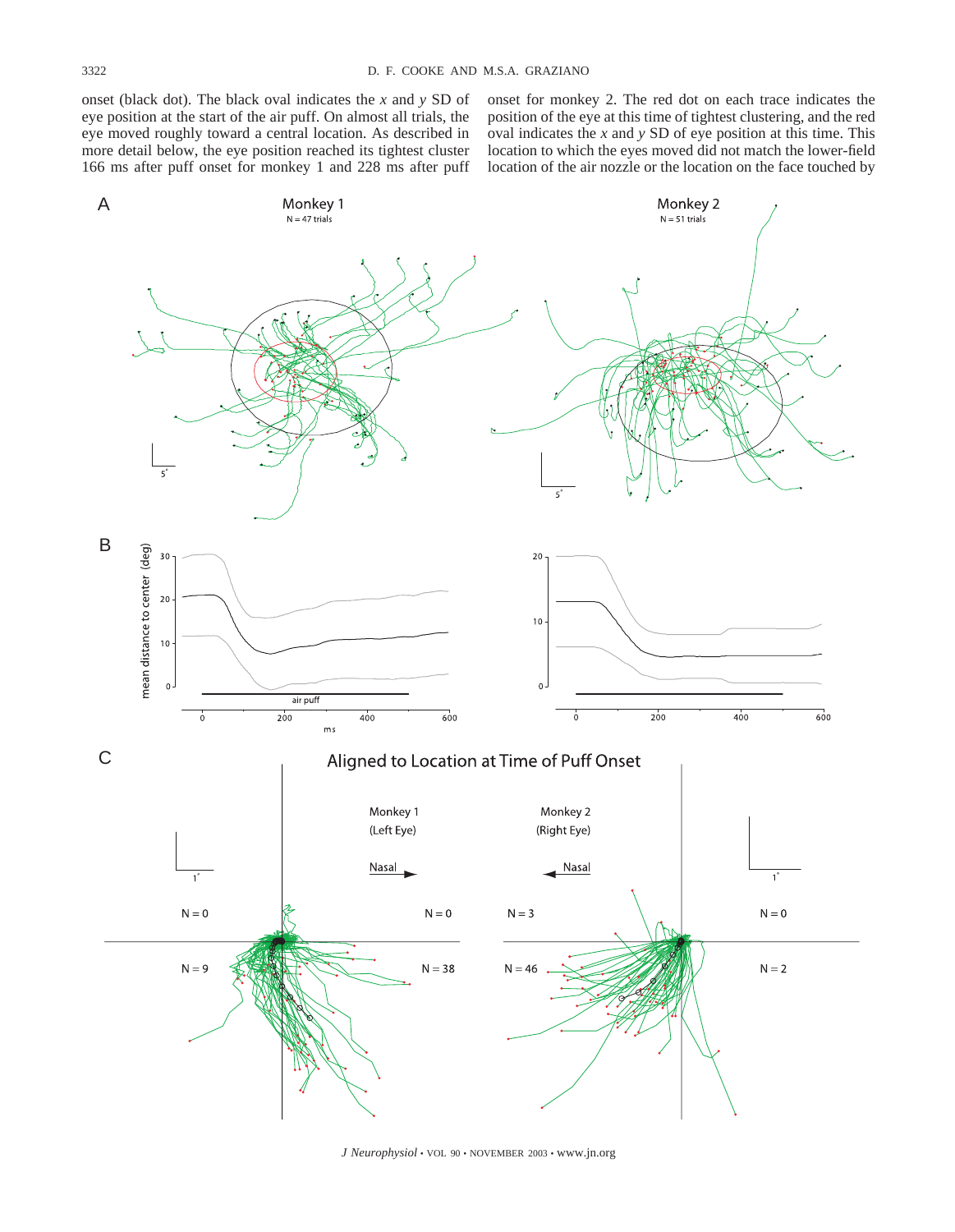onset (black dot). The black oval indicates the *x* and *y* SD of eye position at the start of the air puff. On almost all trials, the eye moved roughly toward a central location. As described in more detail below, the eye position reached its tightest cluster 166 ms after puff onset for monkey 1 and 228 ms after puff onset for monkey 2. The red dot on each trace indicates the position of the eye at this time of tightest clustering, and the red oval indicates the *x* and *y* SD of eye position at this time. This location to which the eyes moved did not match the lower-field location of the air nozzle or the location on the face touched by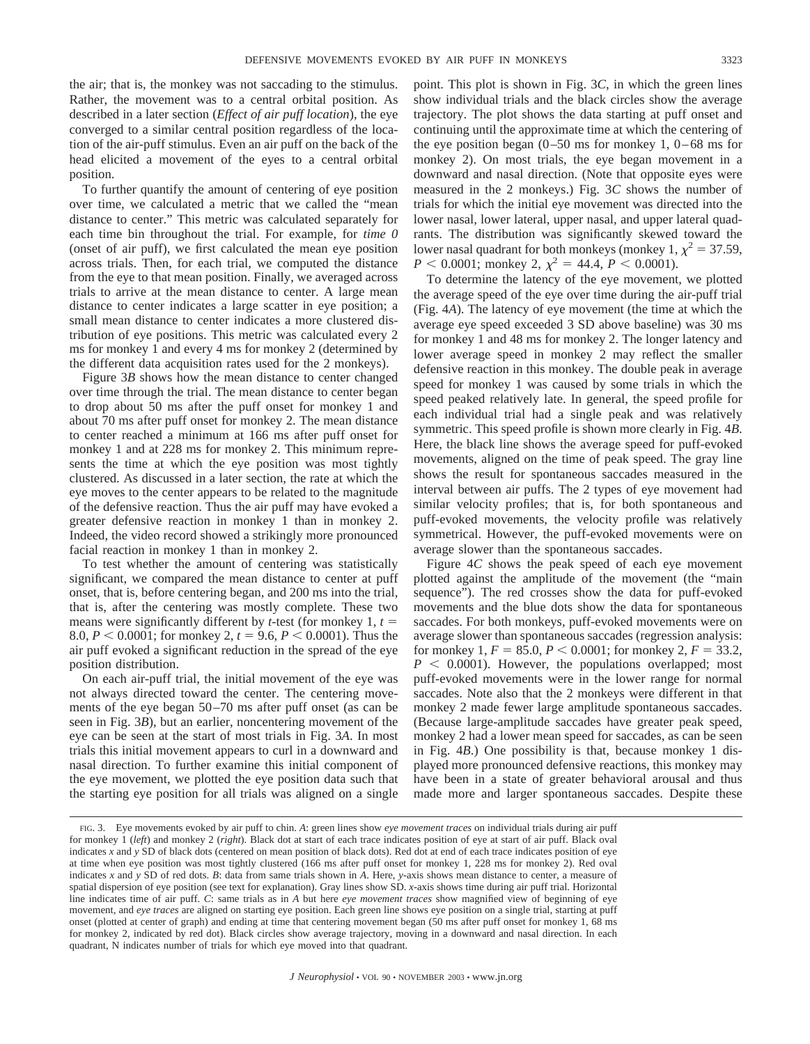the air; that is, the monkey was not saccading to the stimulus. Rather, the movement was to a central orbital position. As described in a later section (*Effect of air puff location*), the eye converged to a similar central position regardless of the location of the air-puff stimulus. Even an air puff on the back of the head elicited a movement of the eyes to a central orbital position.

To further quantify the amount of centering of eye position over time, we calculated a metric that we called the "mean distance to center." This metric was calculated separately for each time bin throughout the trial. For example, for *time 0* (onset of air puff), we first calculated the mean eye position across trials. Then, for each trial, we computed the distance from the eye to that mean position. Finally, we averaged across trials to arrive at the mean distance to center. A large mean distance to center indicates a large scatter in eye position; a small mean distance to center indicates a more clustered distribution of eye positions. This metric was calculated every 2 ms for monkey 1 and every 4 ms for monkey 2 (determined by the different data acquisition rates used for the 2 monkeys).

Figure 3*B* shows how the mean distance to center changed over time through the trial. The mean distance to center began to drop about 50 ms after the puff onset for monkey 1 and about 70 ms after puff onset for monkey 2. The mean distance to center reached a minimum at 166 ms after puff onset for monkey 1 and at 228 ms for monkey 2. This minimum represents the time at which the eye position was most tightly clustered. As discussed in a later section, the rate at which the eye moves to the center appears to be related to the magnitude of the defensive reaction. Thus the air puff may have evoked a greater defensive reaction in monkey 1 than in monkey 2. Indeed, the video record showed a strikingly more pronounced facial reaction in monkey 1 than in monkey 2.

To test whether the amount of centering was statistically significant, we compared the mean distance to center at puff onset, that is, before centering began, and 200 ms into the trial, that is, after the centering was mostly complete. These two means were significantly different by *t*-test (for monkey 1, $t = 8.0$, $P < 0.0001$; for monkey 2, $t = 9.6$, $P < 0.0001$). Thus the air puff evoked a significant reduction in the spread of the eye position distribution.

On each air-puff trial, the initial movement of the eye was not always directed toward the center. The centering movements of the eye began 50–70 ms after puff onset (as can be seen in Fig. 3*B*), but an earlier, noncentering movement of the eye can be seen at the start of most trials in Fig. 3*A*. In most trials this initial movement appears to curl in a downward and nasal direction. To further examine this initial component of the eye movement, we plotted the eye position data such that the starting eye position for all trials was aligned on a single point. This plot is shown in Fig. 3*C*, in which the green lines show individual trials and the black circles show the average trajectory. The plot shows the data starting at puff onset and continuing until the approximate time at which the centering of the eye position began (0–50 ms for monkey 1, 0–68 ms for monkey 2). On most trials, the eye began movement in a downward and nasal direction. (Note that opposite eyes were measured in the 2 monkeys.) Fig. 3*C* shows the number of trials for which the initial eye movement was directed into the lower nasal, lower lateral, upper nasal, and upper lateral quadrants. The distribution was significantly skewed toward the lower nasal quadrant for both monkeys (monkey 1, $\chi^2 = 37.59$, $P < 0.0001$; monkey 2, $\chi^2 = 44.4$, $P < 0.0001$).

To determine the latency of the eye movement, we plotted the average speed of the eye over time during the air-puff trial (Fig. 4*A*). The latency of eye movement (the time at which the average eye speed exceeded 3 SD above baseline) was 30 ms for monkey 1 and 48 ms for monkey 2. The longer latency and lower average speed in monkey 2 may reflect the smaller defensive reaction in this monkey. The double peak in average speed for monkey 1 was caused by some trials in which the speed peaked relatively late. In general, the speed profile for each individual trial had a single peak and was relatively symmetric. This speed profile is shown more clearly in Fig. 4*B*. Here, the black line shows the average speed for puff-evoked movements, aligned on the time of peak speed. The gray line shows the result for spontaneous saccades measured in the interval between air puffs. The 2 types of eye movement had similar velocity profiles; that is, for both spontaneous and puff-evoked movements, the velocity profile was relatively symmetrical. However, the puff-evoked movements were on average slower than the spontaneous saccades.

Figure 4*C* shows the peak speed of each eye movement plotted against the amplitude of the movement (the "main sequence"). The red crosses show the data for puff-evoked movements and the blue dots show the data for spontaneous saccades. For both monkeys, puff-evoked movements were on average slower than spontaneous saccades (regression analysis: for monkey 1, $F = 85.0$, $P < 0.0001$; for monkey 2, $F = 33.2$, $P < 0.0001$). However, the populations overlapped; most puff-evoked movements were in the lower range for normal saccades. Note also that the 2 monkeys were different in that monkey 2 made fewer large amplitude spontaneous saccades. (Because large-amplitude saccades have greater peak speed, monkey 2 had a lower mean speed for saccades, as can be seen in Fig. 4*B*.) One possibility is that, because monkey 1 displayed more pronounced defensive reactions, this monkey may have been in a state of greater behavioral arousal and thus made more and larger spontaneous saccades. Despite these

FIG. 3. Eye movements evoked by air puff to chin. *A*: green lines show *eye movement traces* on individual trials during air puff for monkey 1 (*left*) and monkey 2 (*right*). Black dot at start of each trace indicates position of eye at start of air puff. Black oval indicates *x* and *y* SD of black dots (centered on mean position of black dots). Red dot at end of each trace indicates position of eye at time when eye position was most tightly clustered (166 ms after puff onset for monkey 1, 228 ms for monkey 2). Red oval indicates *x* and *y* SD of red dots. *B*: data from same trials shown in *A*. Here, *y*-axis shows mean distance to center, a measure of spatial dispersion of eye position (see text for explanation). Gray lines show SD. *x*-axis shows time during air puff trial. Horizontal line indicates time of air puff. *C*: same trials as in *A* but here *eye movement traces* show magnified view of beginning of eye movement, and *eye traces* are aligned on starting eye position. Each green line shows eye position on a single trial, starting at puff onset (plotted at center of graph) and ending at time that centering movement began (50 ms after puff onset for monkey 1, 68 ms for monkey 2, indicated by red dot). Black circles show average trajectory, moving in a downward and nasal direction. In each quadrant, N indicates number of trials for which eye moved into that quadrant.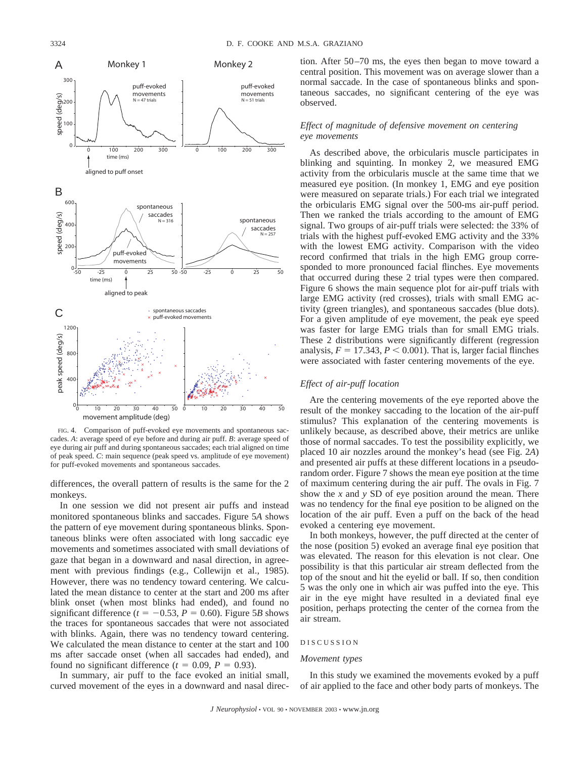FIG. 4. Comparison of puff-evoked eye movements and spontaneous saccades. *A*: average speed of eye before and during air puff. *B*: average speed of eye during air puff and during spontaneous saccades; each trial aligned on time of peak speed. *C*: main sequence (peak speed vs. amplitude of eye movement) for puff-evoked movements and spontaneous saccades.

differences, the overall pattern of results is the same for the 2 monkeys.

In one session we did not present air puffs and instead monitored spontaneous blinks and saccades. Figure 5*A* shows the pattern of eye movement during spontaneous blinks. Spontaneous blinks were often associated with long saccadic eye movements and sometimes associated with small deviations of gaze that began in a downward and nasal direction, in agreement with previous findings (e.g., Collewijn et al., 1985). However, there was no tendency toward centering. We calculated the mean distance to center at the start and 200 ms after blink onset (when most blinks had ended), and found no significant difference ($t = -0.53$, $P = 0.60$). Figure 5*B* shows the traces for spontaneous saccades that were not associated with blinks. Again, there was no tendency toward centering. We calculated the mean distance to center at the start and 100 ms after saccade onset (when all saccades had ended), and found no significant difference ($t = 0.09$, $P = 0.93$).

In summary, air puff to the face evoked an initial small, curved movement of the eyes in a downward and nasal direction. After 50–70 ms, the eyes then began to move toward a central position. This movement was on average slower than a normal saccade. In the case of spontaneous blinks and spontaneous saccades, no significant centering of the eye was observed.

### *Effect of magnitude of defensive movement on centering eye movements*

As described above, the orbicularis muscle participates in blinking and squinting. In monkey 2, we measured EMG activity from the orbicularis muscle at the same time that we measured eye position. (In monkey 1, EMG and eye position were measured on separate trials.) For each trial we integrated the orbicularis EMG signal over the 500-ms air-puff period. Then we ranked the trials according to the amount of EMG signal. Two groups of air-puff trials were selected: the 33% of trials with the highest puff-evoked EMG activity and the 33% with the lowest EMG activity. Comparison with the video record confirmed that trials in the high EMG group corresponded to more pronounced facial flinches. Eye movements that occurred during these 2 trial types were then compared. Figure 6 shows the main sequence plot for air-puff trials with large EMG activity (red crosses), trials with small EMG activity (green triangles), and spontaneous saccades (blue dots). For a given amplitude of eye movement, the peak eye speed was faster for large EMG trials than for small EMG trials. These 2 distributions were significantly different (regression analysis, $F = 17.343$, $P < 0.001$). That is, larger facial flinches were associated with faster centering movements of the eye.

### *Effect of air-puff location*

Are the centering movements of the eye reported above the result of the monkey saccading to the location of the air-puff stimulus? This explanation of the centering movements is unlikely because, as described above, their metrics are unlike those of normal saccades. To test the possibility explicitly, we placed 10 air nozzles around the monkey's head (see Fig. 2*A*) and presented air puffs at these different locations in a pseudorandom order. Figure 7 shows the mean eye position at the time of maximum centering during the air puff. The ovals in Fig. 7 show the *x* and *y* SD of eye position around the mean. There was no tendency for the final eye position to be aligned on the location of the air puff. Even a puff on the back of the head evoked a centering eye movement.

In both monkeys, however, the puff directed at the center of the nose (position 5) evoked an average final eye position that was elevated. The reason for this elevation is not clear. One possibility is that this particular air stream deflected from the top of the snout and hit the eyelid or ball. If so, then condition 5 was the only one in which air was puffed into the eye. This air in the eye might have resulted in a deviated final eye position, perhaps protecting the center of the cornea from the air stream.

## DISCUSSION

### *Movement types*

In this study we examined the movements evoked by a puff of air applied to the face and other body parts of monkeys. The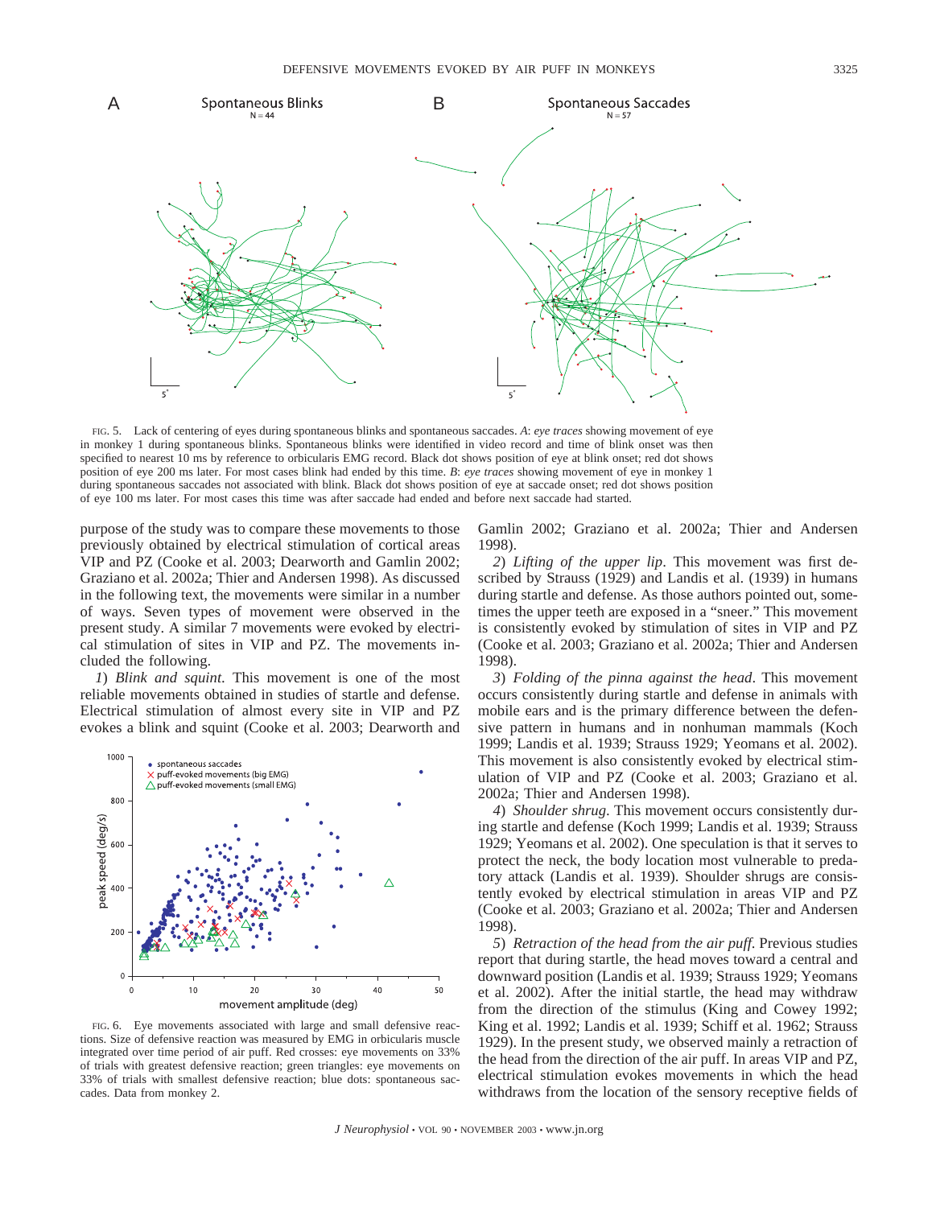FIG. 5. Lack of centering of eyes during spontaneous blinks and spontaneous saccades. *A*: *eye traces* showing movement of eye in monkey 1 during spontaneous blinks. Spontaneous blinks were identified in video record and time of blink onset was then specified to nearest 10 ms by reference to orbicularis EMG record. Black dot shows position of eye at blink onset; red dot shows position of eye 200 ms later. For most cases blink had ended by this time. *B*: *eye traces* showing movement of eye in monkey 1 during spontaneous saccades not associated with blink. Black dot shows position of eye at saccade onset; red dot shows position of eye 100 ms later. For most cases this time was after saccade had ended and before next saccade had started.

purpose of the study was to compare these movements to those previously obtained by electrical stimulation of cortical areas VIP and PZ (Cooke et al. 2003; Dearworth and Gamlin 2002; Graziano et al. 2002a; Thier and Andersen 1998). As discussed in the following text, the movements were similar in a number of ways. Seven types of movement were observed in the present study. A similar 7 movements were evoked by electrical stimulation of sites in VIP and PZ. The movements included the following.

*1*) *Blink and squint*. This movement is one of the most reliable movements obtained in studies of startle and defense. Electrical stimulation of almost every site in VIP and PZ evokes a blink and squint (Cooke et al. 2003; Dearworth and Gamlin 2002; Graziano et al. 2002a; Thier and Andersen 1998).

FIG. 6. Eye movements associated with large and small defensive reactions. Size of defensive reaction was measured by EMG in orbicularis muscle integrated over time period of air puff. Red crosses: eye movements on 33% of trials with greatest defensive reaction; green triangles: eye movements on 33% of trials with smallest defensive reaction; blue dots: spontaneous saccades. Data from monkey 2.

*2*) *Lifting of the upper lip*. This movement was first described by Strauss (1929) and Landis et al. (1939) in humans during startle and defense. As those authors pointed out, sometimes the upper teeth are exposed in a "sneer." This movement is consistently evoked by stimulation of sites in VIP and PZ (Cooke et al. 2003; Graziano et al. 2002a; Thier and Andersen 1998).

*3*) *Folding of the pinna against the head*. This movement occurs consistently during startle and defense in animals with mobile ears and is the primary difference between the defensive pattern in humans and in nonhuman mammals (Koch 1999; Landis et al. 1939; Strauss 1929; Yeomans et al. 2002). This movement is also consistently evoked by electrical stimulation of VIP and PZ (Cooke et al. 2003; Graziano et al. 2002a; Thier and Andersen 1998).

*4*) *Shoulder shrug*. This movement occurs consistently during startle and defense (Koch 1999; Landis et al. 1939; Strauss 1929; Yeomans et al. 2002). One speculation is that it serves to protect the neck, the body location most vulnerable to predatory attack (Landis et al. 1939). Shoulder shrugs are consistently evoked by electrical stimulation in areas VIP and PZ (Cooke et al. 2003; Graziano et al. 2002a; Thier and Andersen 1998).

*5*) *Retraction of the head from the air puff*. Previous studies report that during startle, the head moves toward a central and downward position (Landis et al. 1939; Strauss 1929; Yeomans et al. 2002). After the initial startle, the head may withdraw from the direction of the stimulus (King and Cowey 1992; King et al. 1992; Landis et al. 1939; Schiff et al. 1962; Strauss 1929). In the present study, we observed mainly a retraction of the head from the direction of the air puff. In areas VIP and PZ, electrical stimulation evokes movements in which the head withdraws from the location of the sensory receptive fields of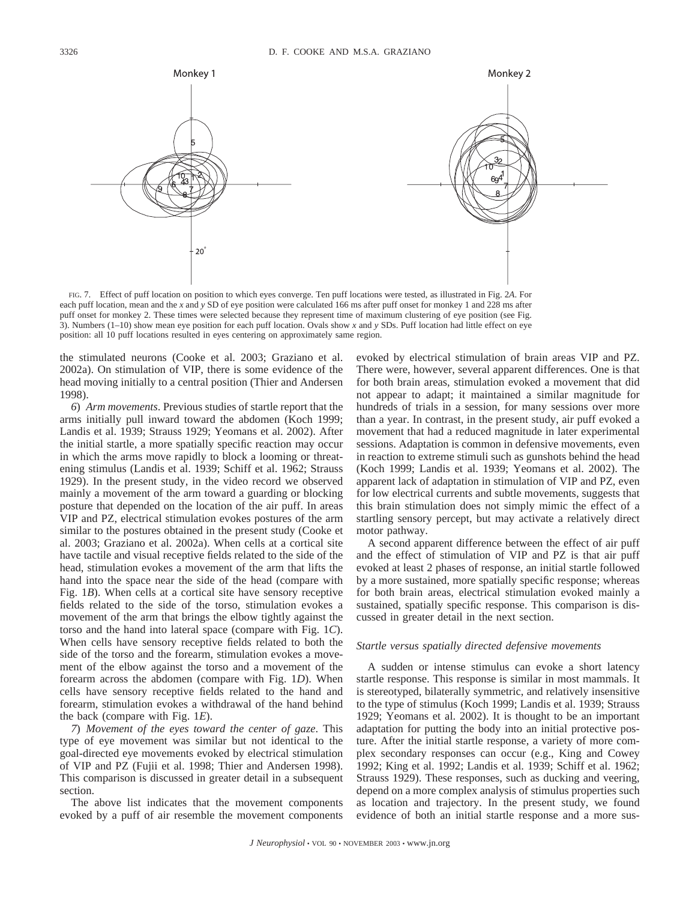FIG. 7. Effect of puff location on position to which eyes converge. Ten puff locations were tested, as illustrated in Fig. 2*A*. For each puff location, mean and the *x* and *y* SD of eye position were calculated 166 ms after puff onset for monkey 1 and 228 ms after puff onset for monkey 2. These times were selected because they represent time of maximum clustering of eye position (see Fig. 3). Numbers (1–10) show mean eye position for each puff location. Ovals show *x* and *y* SDs. Puff location had little effect on eye position: all 10 puff locations resulted in eyes centering on approximately same region.

the stimulated neurons (Cooke et al. 2003; Graziano et al. 2002a). On stimulation of VIP, there is some evidence of the head moving initially to a central position (Thier and Andersen 1998).

*6*) *Arm movements*. Previous studies of startle report that the arms initially pull inward toward the abdomen (Koch 1999; Landis et al. 1939; Strauss 1929; Yeomans et al. 2002). After the initial startle, a more spatially specific reaction may occur in which the arms move rapidly to block a looming or threatening stimulus (Landis et al. 1939; Schiff et al. 1962; Strauss 1929). In the present study, in the video record we observed mainly a movement of the arm toward a guarding or blocking posture that depended on the location of the air puff. In areas VIP and PZ, electrical stimulation evokes postures of the arm similar to the postures obtained in the present study (Cooke et al. 2003; Graziano et al. 2002a). When cells at a cortical site have tactile and visual receptive fields related to the side of the head, stimulation evokes a movement of the arm that lifts the hand into the space near the side of the head (compare with Fig. 1*B*). When cells at a cortical site have sensory receptive fields related to the side of the torso, stimulation evokes a movement of the arm that brings the elbow tightly against the torso and the hand into lateral space (compare with Fig. 1*C*). When cells have sensory receptive fields related to both the side of the torso and the forearm, stimulation evokes a movement of the elbow against the torso and a movement of the forearm across the abdomen (compare with Fig. 1*D*). When cells have sensory receptive fields related to the hand and forearm, stimulation evokes a withdrawal of the hand behind the back (compare with Fig. 1*E*).

*7*) *Movement of the eyes toward the center of gaze*. This type of eye movement was similar but not identical to the goal-directed eye movements evoked by electrical stimulation of VIP and PZ (Fujii et al. 1998; Thier and Andersen 1998). This comparison is discussed in greater detail in a subsequent section.

The above list indicates that the movement components evoked by a puff of air resemble the movement components evoked by electrical stimulation of brain areas VIP and PZ. There were, however, several apparent differences. One is that for both brain areas, stimulation evoked a movement that did not appear to adapt; it maintained a similar magnitude for hundreds of trials in a session, for many sessions over more than a year. In contrast, in the present study, air puff evoked a movement that had a reduced magnitude in later experimental sessions. Adaptation is common in defensive movements, even in reaction to extreme stimuli such as gunshots behind the head (Koch 1999; Landis et al. 1939; Yeomans et al. 2002). The apparent lack of adaptation in stimulation of VIP and PZ, even for low electrical currents and subtle movements, suggests that this brain stimulation does not simply mimic the effect of a startling sensory percept, but may activate a relatively direct motor pathway.

A second apparent difference between the effect of air puff and the effect of stimulation of VIP and PZ is that air puff evoked at least 2 phases of response, an initial startle followed by a more sustained, more spatially specific response; whereas for both brain areas, electrical stimulation evoked mainly a sustained, spatially specific response. This comparison is discussed in greater detail in the next section.

### *Startle versus spatially directed defensive movements*

A sudden or intense stimulus can evoke a short latency startle response. This response is similar in most mammals. It is stereotyped, bilaterally symmetric, and relatively insensitive to the type of stimulus (Koch 1999; Landis et al. 1939; Strauss 1929; Yeomans et al. 2002). It is thought to be an important adaptation for putting the body into an initial protective posture. After the initial startle response, a variety of more complex secondary responses can occur (e.g., King and Cowey 1992; King et al. 1992; Landis et al. 1939; Schiff et al. 1962; Strauss 1929). These responses, such as ducking and veering, depend on a more complex analysis of stimulus properties such as location and trajectory. In the present study, we found evidence of both an initial startle response and a more sus-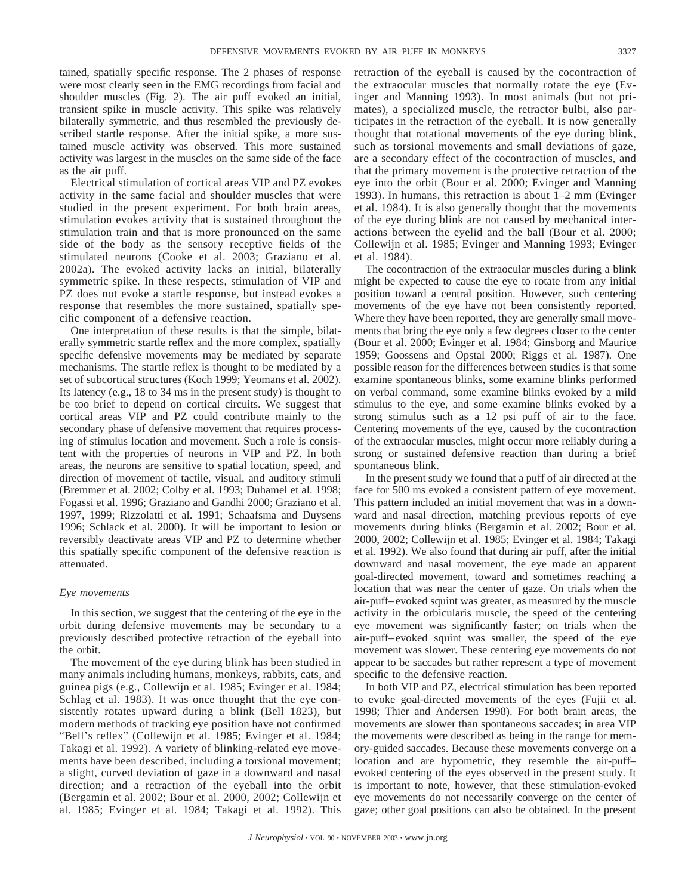tained, spatially specific response. The 2 phases of response were most clearly seen in the EMG recordings from facial and shoulder muscles (Fig. 2). The air puff evoked an initial, transient spike in muscle activity. This spike was relatively bilaterally symmetric, and thus resembled the previously described startle response. After the initial spike, a more sustained muscle activity was observed. This more sustained activity was largest in the muscles on the same side of the face as the air puff.

Electrical stimulation of cortical areas VIP and PZ evokes activity in the same facial and shoulder muscles that were studied in the present experiment. For both brain areas, stimulation evokes activity that is sustained throughout the stimulation train and that is more pronounced on the same side of the body as the sensory receptive fields of the stimulated neurons (Cooke et al. 2003; Graziano et al. 2002a). The evoked activity lacks an initial, bilaterally symmetric spike. In these respects, stimulation of VIP and PZ does not evoke a startle response, but instead evokes a response that resembles the more sustained, spatially specific component of a defensive reaction.

One interpretation of these results is that the simple, bilaterally symmetric startle reflex and the more complex, spatially specific defensive movements may be mediated by separate mechanisms. The startle reflex is thought to be mediated by a set of subcortical structures (Koch 1999; Yeomans et al. 2002). Its latency (e.g., 18 to 34 ms in the present study) is thought to be too brief to depend on cortical circuits. We suggest that cortical areas VIP and PZ could contribute mainly to the secondary phase of defensive movement that requires processing of stimulus location and movement. Such a role is consistent with the properties of neurons in VIP and PZ. In both areas, the neurons are sensitive to spatial location, speed, and direction of movement of tactile, visual, and auditory stimuli (Bremmer et al. 2002; Colby et al. 1993; Duhamel et al. 1998; Fogassi et al. 1996; Graziano and Gandhi 2000; Graziano et al. 1997, 1999; Rizzolatti et al. 1991; Schaafsma and Duysens 1996; Schlack et al. 2000). It will be important to lesion or reversibly deactivate areas VIP and PZ to determine whether this spatially specific component of the defensive reaction is attenuated.

### *Eye movements*

In this section, we suggest that the centering of the eye in the orbit during defensive movements may be secondary to a previously described protective retraction of the eyeball into the orbit.

The movement of the eye during blink has been studied in many animals including humans, monkeys, rabbits, cats, and guinea pigs (e.g., Collewijn et al. 1985; Evinger et al. 1984; Schlag et al. 1983). It was once thought that the eye consistently rotates upward during a blink (Bell 1823), but modern methods of tracking eye position have not confirmed "Bell's reflex" (Collewijn et al. 1985; Evinger et al. 1984; Takagi et al. 1992). A variety of blinking-related eye movements have been described, including a torsional movement; a slight, curved deviation of gaze in a downward and nasal direction; and a retraction of the eyeball into the orbit (Bergamin et al. 2002; Bour et al. 2000, 2002; Collewijn et al. 1985; Evinger et al. 1984; Takagi et al. 1992). This retraction of the eyeball is caused by the cocontraction of the extraocular muscles that normally rotate the eye (Evinger and Manning 1993). In most animals (but not primates), a specialized muscle, the retractor bulbi, also participates in the retraction of the eyeball. It is now generally thought that rotational movements of the eye during blink, such as torsional movements and small deviations of gaze, are a secondary effect of the cocontraction of muscles, and that the primary movement is the protective retraction of the eye into the orbit (Bour et al. 2000; Evinger and Manning 1993). In humans, this retraction is about 1–2 mm (Evinger et al. 1984). It is also generally thought that the movements of the eye during blink are not caused by mechanical interactions between the eyelid and the ball (Bour et al. 2000; Collewijn et al. 1985; Evinger and Manning 1993; Evinger et al. 1984).

The cocontraction of the extraocular muscles during a blink might be expected to cause the eye to rotate from any initial position toward a central position. However, such centering movements of the eye have not been consistently reported. Where they have been reported, they are generally small movements that bring the eye only a few degrees closer to the center (Bour et al. 2000; Evinger et al. 1984; Ginsborg and Maurice 1959; Goossens and Opstal 2000; Riggs et al. 1987). One possible reason for the differences between studies is that some examine spontaneous blinks, some examine blinks performed on verbal command, some examine blinks evoked by a mild stimulus to the eye, and some examine blinks evoked by a strong stimulus such as a 12 psi puff of air to the face. Centering movements of the eye, caused by the cocontraction of the extraocular muscles, might occur more reliably during a strong or sustained defensive reaction than during a brief spontaneous blink.

In the present study we found that a puff of air directed at the face for 500 ms evoked a consistent pattern of eye movement. This pattern included an initial movement that was in a downward and nasal direction, matching previous reports of eye movements during blinks (Bergamin et al. 2002; Bour et al. 2000, 2002; Collewijn et al. 1985; Evinger et al. 1984; Takagi et al. 1992). We also found that during air puff, after the initial downward and nasal movement, the eye made an apparent goal-directed movement, toward and sometimes reaching a location that was near the center of gaze. On trials when the air-puff–evoked squint was greater, as measured by the muscle activity in the orbicularis muscle, the speed of the centering eye movement was significantly faster; on trials when the air-puff–evoked squint was smaller, the speed of the eye movement was slower. These centering eye movements do not appear to be saccades but rather represent a type of movement specific to the defensive reaction.

In both VIP and PZ, electrical stimulation has been reported to evoke goal-directed movements of the eyes (Fujii et al. 1998; Thier and Andersen 1998). For both brain areas, the movements are slower than spontaneous saccades; in area VIP the movements were described as being in the range for memory-guided saccades. Because these movements converge on a location and are hypometric, they resemble the air-puff–evoked centering of the eyes observed in the present study. It is important to note, however, that these stimulation-evoked eye movements do not necessarily converge on the center of gaze; other goal positions can also be obtained. In the present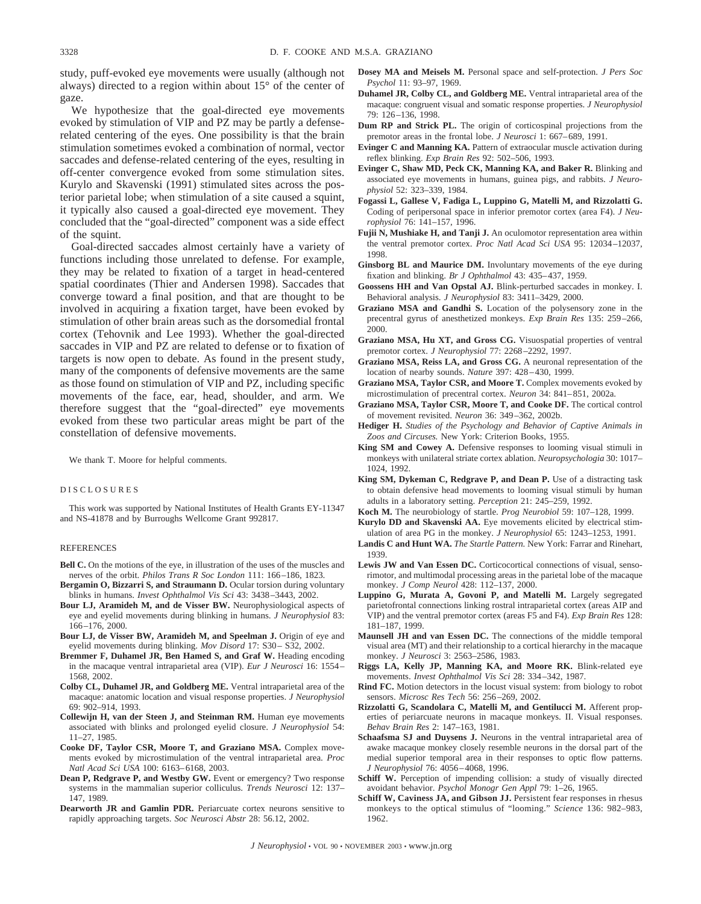study, puff-evoked eye movements were usually (although not always) directed to a region within about 15° of the center of gaze.

We hypothesize that the goal-directed eye movements evoked by stimulation of VIP and PZ may be partly a defense-related centering of the eyes. One possibility is that the brain stimulation sometimes evoked a combination of normal, vector saccades and defense-related centering of the eyes, resulting in off-center convergence evoked from some stimulation sites. Kurylo and Skavenski (1991) stimulated sites across the posterior parietal lobe; when stimulation of a site caused a squint, it typically also caused a goal-directed eye movement. They concluded that the "goal-directed" component was a side effect of the squint.

Goal-directed saccades almost certainly have a variety of functions including those unrelated to defense. For example, they may be related to fixation of a target in head-centered spatial coordinates (Thier and Andersen 1998). Saccades that converge toward a final position, and that are thought to be involved in acquiring a fixation target, have been evoked by stimulation of other brain areas such as the dorsomedial frontal cortex (Tehovnik and Lee 1993). Whether the goal-directed saccades in VIP and PZ are related to defense or to fixation of targets is now open to debate. As found in the present study, many of the components of defensive movements are the same as those found on stimulation of VIP and PZ, including specific movements of the face, ear, head, shoulder, and arm. We therefore suggest that the "goal-directed" eye movements evoked from these two particular areas might be part of the constellation of defensive movements.

We thank T. Moore for helpful comments.

## DISCLOSURES

This work was supported by National Institutes of Health Grants EY-11347 and NS-41878 and by Burroughs Wellcome Grant 992817.

## REFERENCES

**Bell C.** On the motions of the eye, in illustration of the uses of the muscles and nerves of the orbit. *Philos Trans R Soc London* 111: 166–186, 1823.

**Bergamin O, Bizzarri S, and Straumann D.** Ocular torsion during voluntary blinks in humans. *Invest Ophthalmol Vis Sci* 43: 3438–3443, 2002.

**Bour LJ, Aramideh M, and de Visser BW.** Neurophysiological aspects of eye and eyelid movements during blinking in humans. *J Neurophysiol* 83: 166–176, 2000.

**Bour LJ, de Visser BW, Aramideh M, and Speelman J.** Origin of eye and eyelid movements during blinking. *Mov Disord* 17: S30–S32, 2002.

**Bremmer F, Duhamel JR, Ben Hamed S, and Graf W.** Heading encoding in the macaque ventral intraparietal area (VIP). *Eur J Neurosci* 16: 1554–1568, 2002.

**Colby CL, Duhamel JR, and Goldberg ME.** Ventral intraparietal area of the macaque: anatomic location and visual response properties. *J Neurophysiol* 69: 902–914, 1993.

**Collewijn H, van der Steen J, and Steinman RM.** Human eye movements associated with blinks and prolonged eyelid closure. *J Neurophysiol* 54: 11–27, 1985.

**Cooke DF, Taylor CSR, Moore T, and Graziano MSA.** Complex movements evoked by microstimulation of the ventral intraparietal area. *Proc Natl Acad Sci USA* 100: 6163–6168, 2003.

**Dean P, Redgrave P, and Westby GW.** Event or emergency? Two response systems in the mammalian superior colliculus. *Trends Neurosci* 12: 137–147, 1989.

**Dearworth JR and Gamlin PDR.** Periarcuate cortex neurons sensitive to rapidly approaching targets. *Soc Neurosci Abstr* 28: 56.12, 2002.

**Dosey MA and Meisels M.** Personal space and self-protection. *J Pers Soc Psychol* 11: 93–97, 1969.

**Duhamel JR, Colby CL, and Goldberg ME.** Ventral intraparietal area of the macaque: congruent visual and somatic response properties. *J Neurophysiol* 79: 126–136, 1998.

**Dum RP and Strick PL.** The origin of corticospinal projections from the premotor areas in the frontal lobe. *J Neurosci* 1: 667–689, 1991.

**Evinger C and Manning KA.** Pattern of extraocular muscle activation during reflex blinking. *Exp Brain Res* 92: 502–506, 1993.

**Evinger C, Shaw MD, Peck CK, Manning KA, and Baker R.** Blinking and associated eye movements in humans, guinea pigs, and rabbits. *J Neurophysiol* 52: 323–339, 1984.

**Fogassi L, Gallese V, Fadiga L, Luppino G, Matelli M, and Rizzolatti G.** Coding of peripersonal space in inferior premotor cortex (area F4). *J Neurophysiol* 76: 141–157, 1996.

**Fujii N, Mushiake H, and Tanji J.** An oculomotor representation area within the ventral premotor cortex. *Proc Natl Acad Sci USA* 95: 12034–12037, 1998.

**Ginsborg BL and Maurice DM.** Involuntary movements of the eye during fixation and blinking. *Br J Ophthalmol* 43: 435–437, 1959.

**Goossens HH and Van Opstal AJ.** Blink-perturbed saccades in monkey. I. Behavioral analysis. *J Neurophysiol* 83: 3411–3429, 2000.

**Graziano MSA and Gandhi S.** Location of the polysensory zone in the precentral gyrus of anesthetized monkeys. *Exp Brain Res* 135: 259–266, 2000.

**Graziano MSA, Hu XT, and Gross CG.** Visuospatial properties of ventral premotor cortex. *J Neurophysiol* 77: 2268–2292, 1997.

**Graziano MSA, Reiss LA, and Gross CG.** A neuronal representation of the location of nearby sounds. *Nature* 397: 428–430, 1999.

**Graziano MSA, Taylor CSR, and Moore T.** Complex movements evoked by microstimulation of precentral cortex. *Neuron* 34: 841–851, 2002a.

**Graziano MSA, Taylor CSR, Moore T, and Cooke DF.** The cortical control of movement revisited. *Neuron* 36: 349–362, 2002b.

**Hediger H.** *Studies of the Psychology and Behavior of Captive Animals in Zoos and Circuses.* New York: Criterion Books, 1955.

**King SM and Cowey A.** Defensive responses to looming visual stimuli in monkeys with unilateral striate cortex ablation. *Neuropsychologia* 30: 1017–1024, 1992.

**King SM, Dykeman C, Redgrave P, and Dean P.** Use of a distracting task to obtain defensive head movements to looming visual stimuli by human adults in a laboratory setting. *Perception* 21: 245–259, 1992.

**Koch M.** The neurobiology of startle. *Prog Neurobiol* 59: 107–128, 1999.

**Kurylo DD and Skavenski AA.** Eye movements elicited by electrical stimulation of area PG in the monkey. *J Neurophysiol* 65: 1243–1253, 1991.

**Landis C and Hunt WA.** *The Startle Pattern.* New York: Farrar and Rinehart, 1939.

**Lewis JW and Van Essen DC.** Corticocortical connections of visual, sensorimotor, and multimodal processing areas in the parietal lobe of the macaque monkey. *J Comp Neurol* 428: 112–137, 2000.

**Luppino G, Murata A, Govoni P, and Matelli M.** Largely segregated parietofrontal connections linking rostral intraparietal cortex (areas AIP and VIP) and the ventral premotor cortex (areas F5 and F4). *Exp Brain Res* 128: 181–187, 1999.

**Maunsell JH and van Essen DC.** The connections of the middle temporal visual area (MT) and their relationship to a cortical hierarchy in the macaque monkey. *J Neurosci* 3: 2563–2586, 1983.

**Riggs LA, Kelly JP, Manning KA, and Moore RK.** Blink-related eye movements. *Invest Ophthalmol Vis Sci* 28: 334–342, 1987.

**Rind FC.** Motion detectors in the locust visual system: from biology to robot sensors. *Microsc Res Tech* 56: 256–269, 2002.

**Rizzolatti G, Scandolara C, Matelli M, and Gentilucci M.** Afferent properties of periarcuate neurons in macaque monkeys. II. Visual responses. *Behav Brain Res* 2: 147–163, 1981.

**Schaafsma SJ and Duysens J.** Neurons in the ventral intraparietal area of awake macaque monkey closely resemble neurons in the dorsal part of the medial superior temporal area in their responses to optic flow patterns. *J Neurophysiol* 76: 4056–4068, 1996.

**Schiff W.** Perception of impending collision: a study of visually directed avoidant behavior. *Psychol Monogr Gen Appl* 79: 1–26, 1965.

**Schiff W, Caviness JA, and Gibson JJ.** Persistent fear responses in rhesus monkeys to the optical stimulus of "looming." *Science* 136: 982–983, 1962.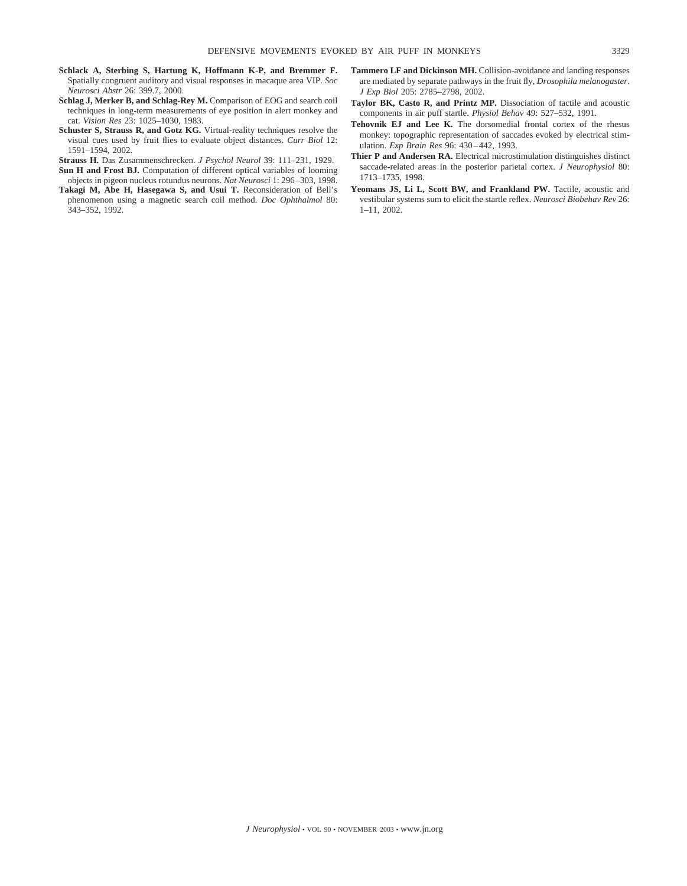**Schlack A, Sterbing S, Hartung K, Hoffmann K-P, and Bremmer F.** Spatially congruent auditory and visual responses in macaque area VIP. *Soc Neurosci Abstr* 26: 399.7, 2000.

**Schlag J, Merker B, and Schlag-Rey M.** Comparison of EOG and search coil techniques in long-term measurements of eye position in alert monkey and cat. *Vision Res* 23: 1025–1030, 1983.

**Schuster S, Strauss R, and Gotz KG.** Virtual-reality techniques resolve the visual cues used by fruit flies to evaluate object distances. *Curr Biol* 12: 1591–1594, 2002.

**Strauss H.** Das Zusammenschrecken. *J Psychol Neurol* 39: 111–231, 1929.

**Sun H and Frost BJ.** Computation of different optical variables of looming objects in pigeon nucleus rotundus neurons. *Nat Neurosci* 1: 296–303, 1998.

**Takagi M, Abe H, Hasegawa S, and Usui T.** Reconsideration of Bell's phenomenon using a magnetic search coil method. *Doc Ophthalmol* 80: 343–352, 1992.

**Tammero LF and Dickinson MH.** Collision-avoidance and landing responses are mediated by separate pathways in the fruit fly, *Drosophila melanogaster*. *J Exp Biol* 205: 2785–2798, 2002.

**Taylor BK, Casto R, and Printz MP.** Dissociation of tactile and acoustic components in air puff startle. *Physiol Behav* 49: 527–532, 1991.

**Tehovnik EJ and Lee K.** The dorsomedial frontal cortex of the rhesus monkey: topographic representation of saccades evoked by electrical stimulation. *Exp Brain Res* 96: 430–442, 1993.

**Thier P and Andersen RA.** Electrical microstimulation distinguishes distinct saccade-related areas in the posterior parietal cortex. *J Neurophysiol* 80: 1713–1735, 1998.

**Yeomans JS, Li L, Scott BW, and Frankland PW.** Tactile, acoustic and vestibular systems sum to elicit the startle reflex. *Neurosci Biobehav Rev* 26: 1–11, 2002.